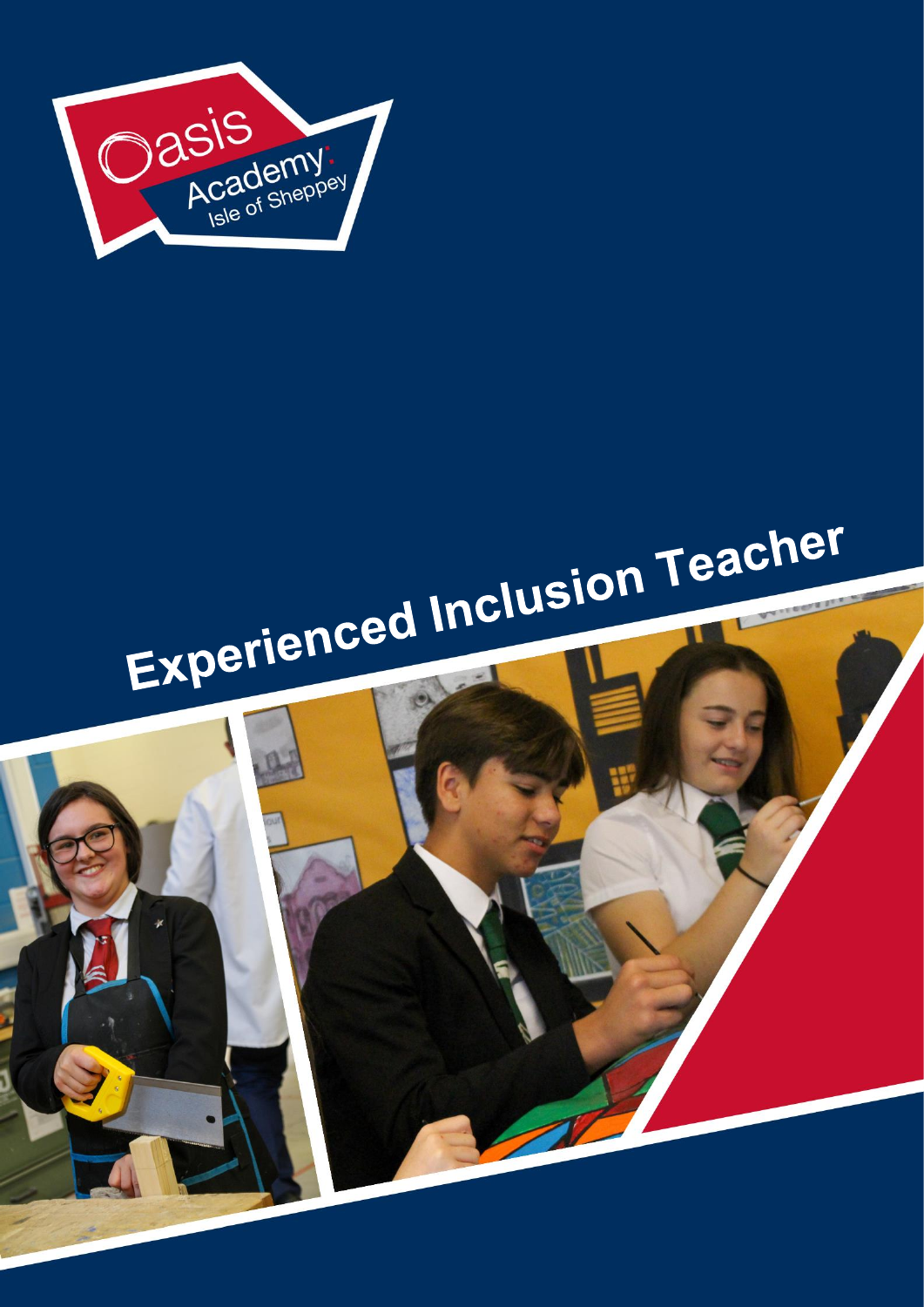Oasis Academy Isle of Sheppey

# Experienced Inclusion Teacher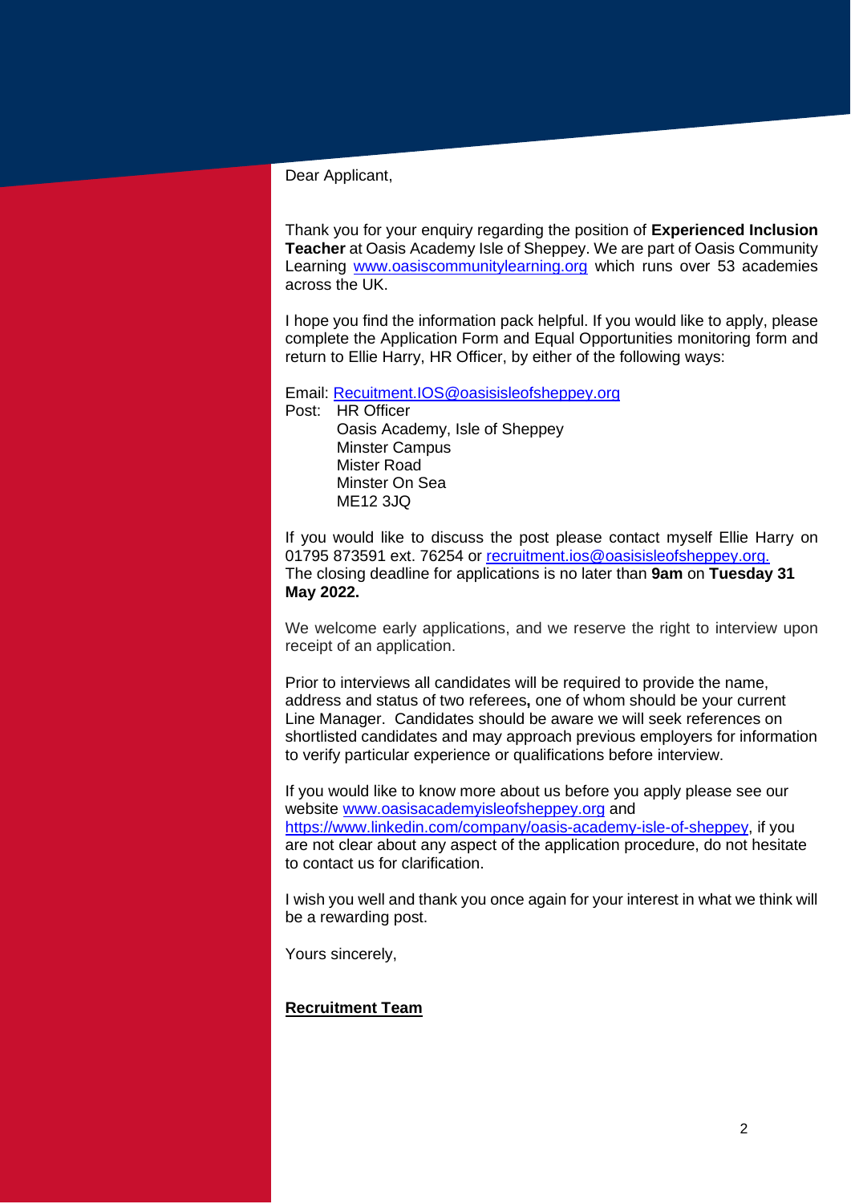Dear Applicant,

Thank you for your enquiry regarding the position of **Experienced Inclusion Teacher** at Oasis Academy Isle of Sheppey. We are part of Oasis Community Learning www.oasiscommunitylearning.org which runs over 53 academies across the UK.

I hope you find the information pack helpful. If you would like to apply, please complete the Application Form and Equal Opportunities monitoring form and return to Ellie Harry, HR Officer, by either of the following ways:

Email: Recuitment.IOS@oasisisleofsheppey.org
Post: HR Officer
Oasis Academy, Isle of Sheppey
Minster Campus
Mister Road
Minster On Sea
ME12 3JQ

If you would like to discuss the post please contact myself Ellie Harry on 01795 873591 ext. 76254 or recruitment.ios@oasisisleofsheppey.org.
The closing deadline for applications is no later than **9am** on **Tuesday 31 May 2022.**

We welcome early applications, and we reserve the right to interview upon receipt of an application.

Prior to interviews all candidates will be required to provide the name, address and status of two referees**,** one of whom should be your current Line Manager. Candidates should be aware we will seek references on shortlisted candidates and may approach previous employers for information to verify particular experience or qualifications before interview.

If you would like to know more about us before you apply please see our website www.oasisacademyisleofsheppey.org and https://www.linkedin.com/company/oasis-academy-isle-of-sheppey, if you are not clear about any aspect of the application procedure, do not hesitate to contact us for clarification.

I wish you well and thank you once again for your interest in what we think will be a rewarding post.

Yours sincerely,

**Recruitment Team**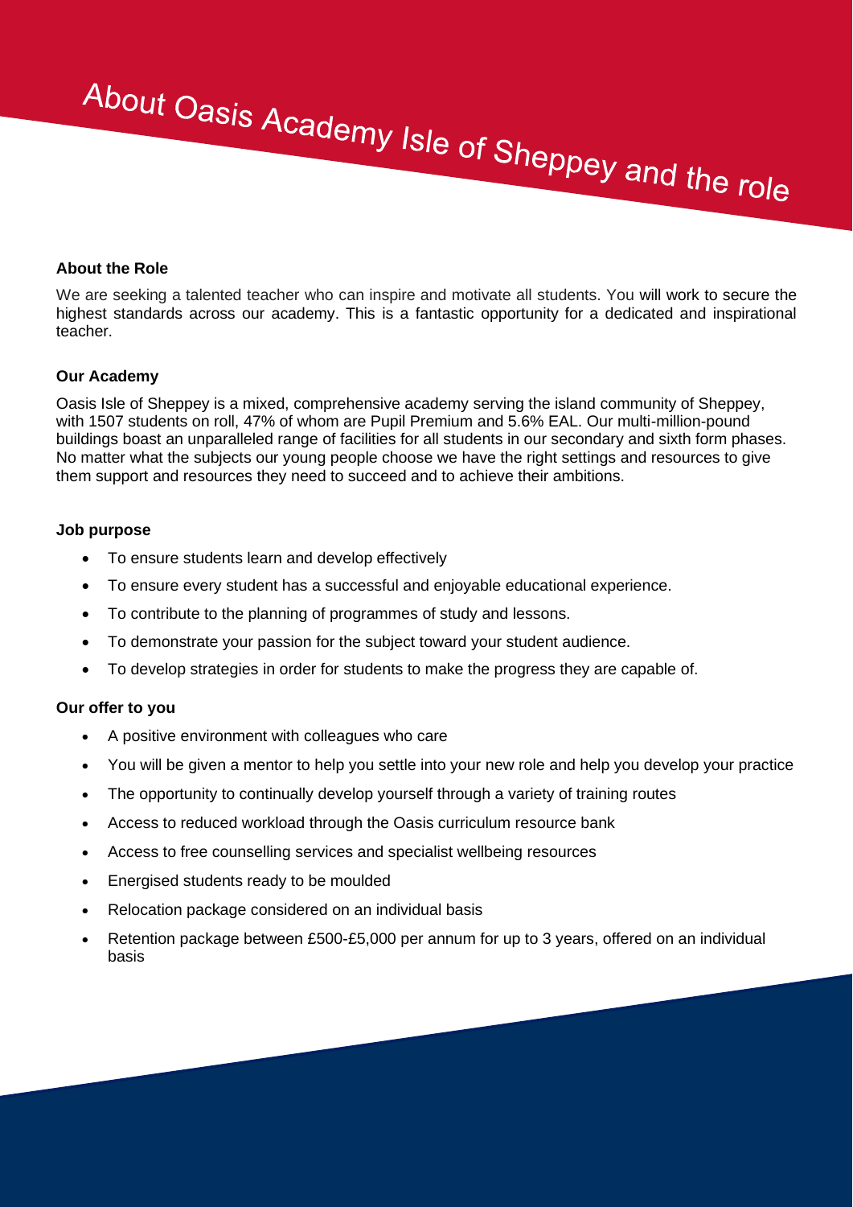# About Oasis Academy Isle of Sheppey and the role

**About the Role**

We are seeking a talented teacher who can inspire and motivate all students. You will work to secure the highest standards across our academy. This is a fantastic opportunity for a dedicated and inspirational teacher.

**Our Academy**

Oasis Isle of Sheppey is a mixed, comprehensive academy serving the island community of Sheppey, with 1507 students on roll, 47% of whom are Pupil Premium and 5.6% EAL. Our multi-million-pound buildings boast an unparalleled range of facilities for all students in our secondary and sixth form phases. No matter what the subjects our young people choose we have the right settings and resources to give them support and resources they need to succeed and to achieve their ambitions.

**Job purpose**

- To ensure students learn and develop effectively
- To ensure every student has a successful and enjoyable educational experience.
- To contribute to the planning of programmes of study and lessons.
- To demonstrate your passion for the subject toward your student audience.
- To develop strategies in order for students to make the progress they are capable of.

**Our offer to you**

- A positive environment with colleagues who care
- You will be given a mentor to help you settle into your new role and help you develop your practice
- The opportunity to continually develop yourself through a variety of training routes
- Access to reduced workload through the Oasis curriculum resource bank
- Access to free counselling services and specialist wellbeing resources
- Energised students ready to be moulded
- Relocation package considered on an individual basis
- Retention package between £500-£5,000 per annum for up to 3 years, offered on an individual basis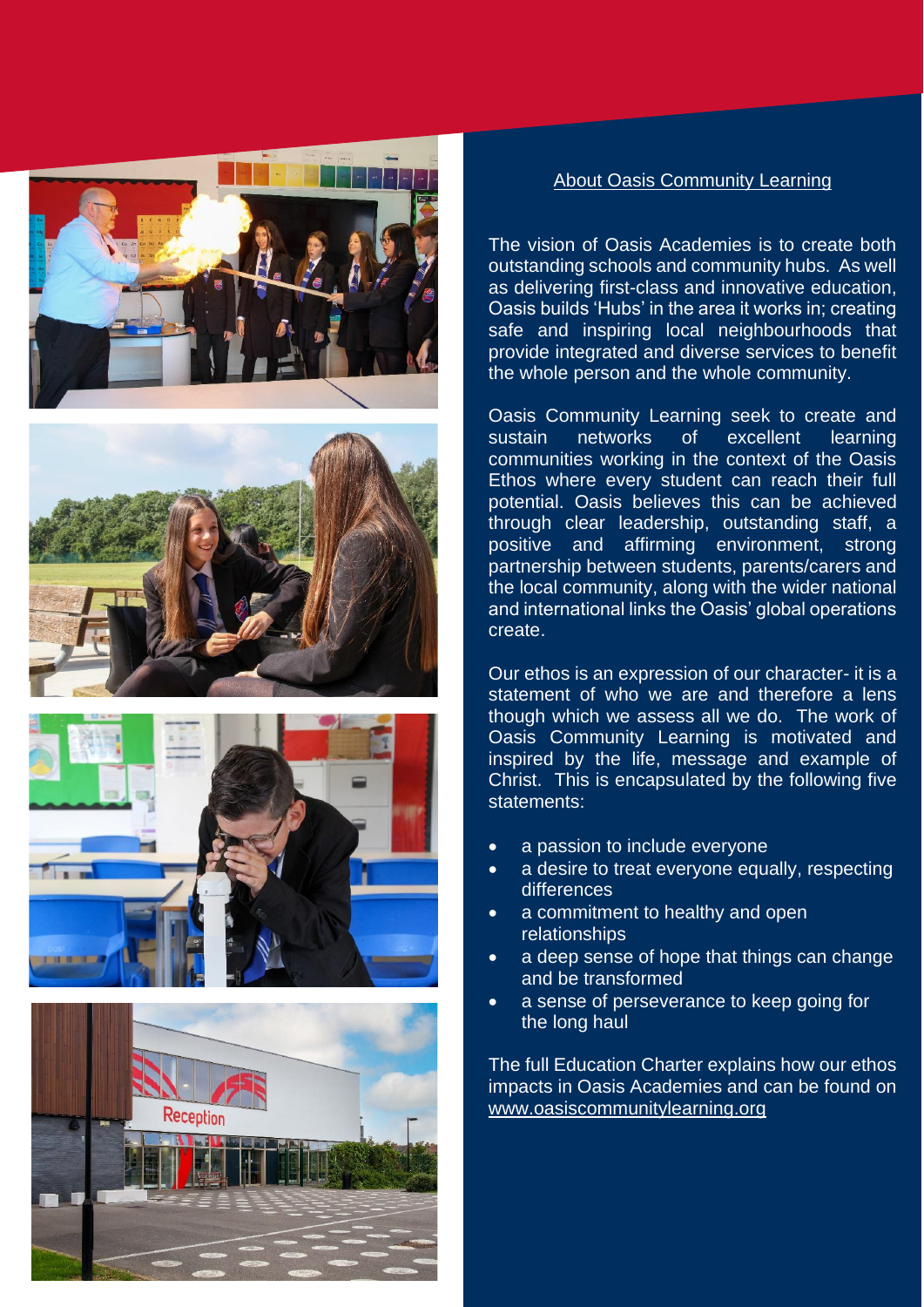## About Oasis Community Learning

The vision of Oasis Academies is to create both outstanding schools and community hubs. As well as delivering first-class and innovative education, Oasis builds 'Hubs' in the area it works in; creating safe and inspiring local neighbourhoods that provide integrated and diverse services to benefit the whole person and the whole community.

Oasis Community Learning seek to create and sustain networks of excellent learning communities working in the context of the Oasis Ethos where every student can reach their full potential. Oasis believes this can be achieved through clear leadership, outstanding staff, a positive and affirming environment, strong partnership between students, parents/carers and the local community, along with the wider national and international links the Oasis' global operations create.

Our ethos is an expression of our character- it is a statement of who we are and therefore a lens though which we assess all we do. The work of Oasis Community Learning is motivated and inspired by the life, message and example of Christ. This is encapsulated by the following five statements:

- a passion to include everyone
- a desire to treat everyone equally, respecting differences
- a commitment to healthy and open relationships
- a deep sense of hope that things can change and be transformed
- a sense of perseverance to keep going for the long haul

The full Education Charter explains how our ethos impacts in Oasis Academies and can be found on www.oasiscommunitylearning.org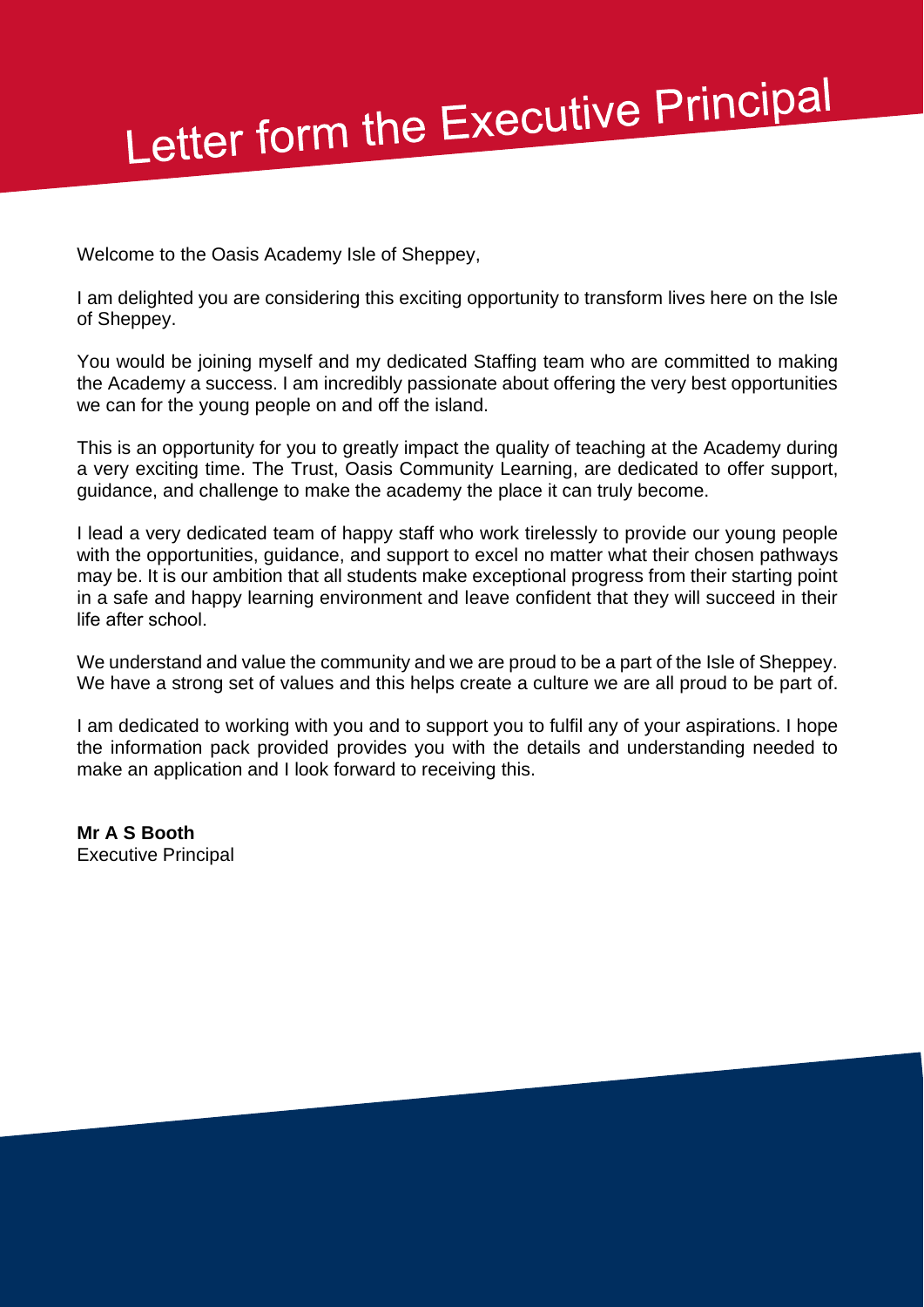# Letter form the Executive Principal

Welcome to the Oasis Academy Isle of Sheppey,

I am delighted you are considering this exciting opportunity to transform lives here on the Isle of Sheppey.

You would be joining myself and my dedicated Staffing team who are committed to making the Academy a success. I am incredibly passionate about offering the very best opportunities we can for the young people on and off the island.

This is an opportunity for you to greatly impact the quality of teaching at the Academy during a very exciting time. The Trust, Oasis Community Learning, are dedicated to offer support, guidance, and challenge to make the academy the place it can truly become.

I lead a very dedicated team of happy staff who work tirelessly to provide our young people with the opportunities, guidance, and support to excel no matter what their chosen pathways may be. It is our ambition that all students make exceptional progress from their starting point in a safe and happy learning environment and leave confident that they will succeed in their life after school.

We understand and value the community and we are proud to be a part of the Isle of Sheppey. We have a strong set of values and this helps create a culture we are all proud to be part of.

I am dedicated to working with you and to support you to fulfil any of your aspirations. I hope the information pack provided provides you with the details and understanding needed to make an application and I look forward to receiving this.

**Mr A S Booth**
Executive Principal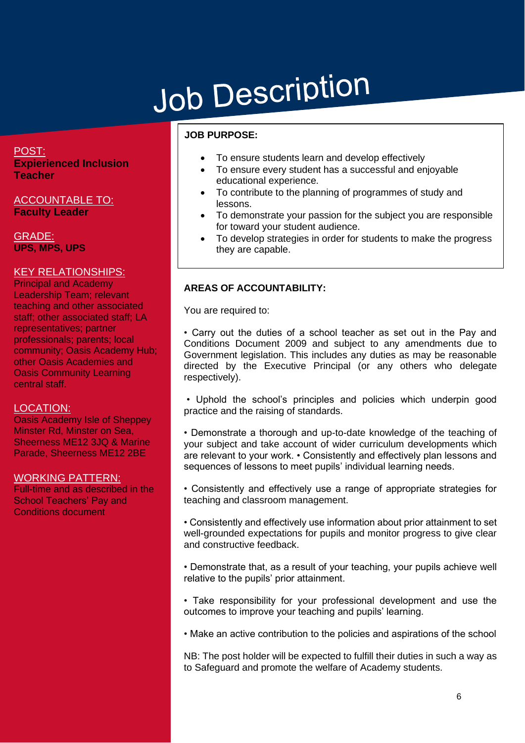# Job Description

POST:
**Expierienced Inclusion Teacher**

ACCOUNTABLE TO:
**Faculty Leader**

GRADE:
**UPS, MPS, UPS**

KEY RELATIONSHIPS:
Principal and Academy Leadership Team; relevant teaching and other associated staff; other associated staff; LA representatives; partner professionals; parents; local community; Oasis Academy Hub; other Oasis Academies and Oasis Community Learning central staff.

LOCATION:
Oasis Academy Isle of Sheppey Minster Rd, Minster on Sea, Sheerness ME12 3JQ & Marine Parade, Sheerness ME12 2BE

WORKING PATTERN:
Full-time and as described in the School Teachers' Pay and Conditions document

**JOB PURPOSE:**

- To ensure students learn and develop effectively
- To ensure every student has a successful and enjoyable educational experience.
- To contribute to the planning of programmes of study and lessons.
- To demonstrate your passion for the subject you are responsible for toward your student audience.
- To develop strategies in order for students to make the progress they are capable.

**AREAS OF ACCOUNTABILITY:**

You are required to:

• Carry out the duties of a school teacher as set out in the Pay and Conditions Document 2009 and subject to any amendments due to Government legislation. This includes any duties as may be reasonable directed by the Executive Principal (or any others who delegate respectively).

• Uphold the school's principles and policies which underpin good practice and the raising of standards.

• Demonstrate a thorough and up-to-date knowledge of the teaching of your subject and take account of wider curriculum developments which are relevant to your work. • Consistently and effectively plan lessons and sequences of lessons to meet pupils' individual learning needs.

• Consistently and effectively use a range of appropriate strategies for teaching and classroom management.

• Consistently and effectively use information about prior attainment to set well-grounded expectations for pupils and monitor progress to give clear and constructive feedback.

• Demonstrate that, as a result of your teaching, your pupils achieve well relative to the pupils' prior attainment.

• Take responsibility for your professional development and use the outcomes to improve your teaching and pupils' learning.

• Make an active contribution to the policies and aspirations of the school

NB: The post holder will be expected to fulfill their duties in such a way as to Safeguard and promote the welfare of Academy students.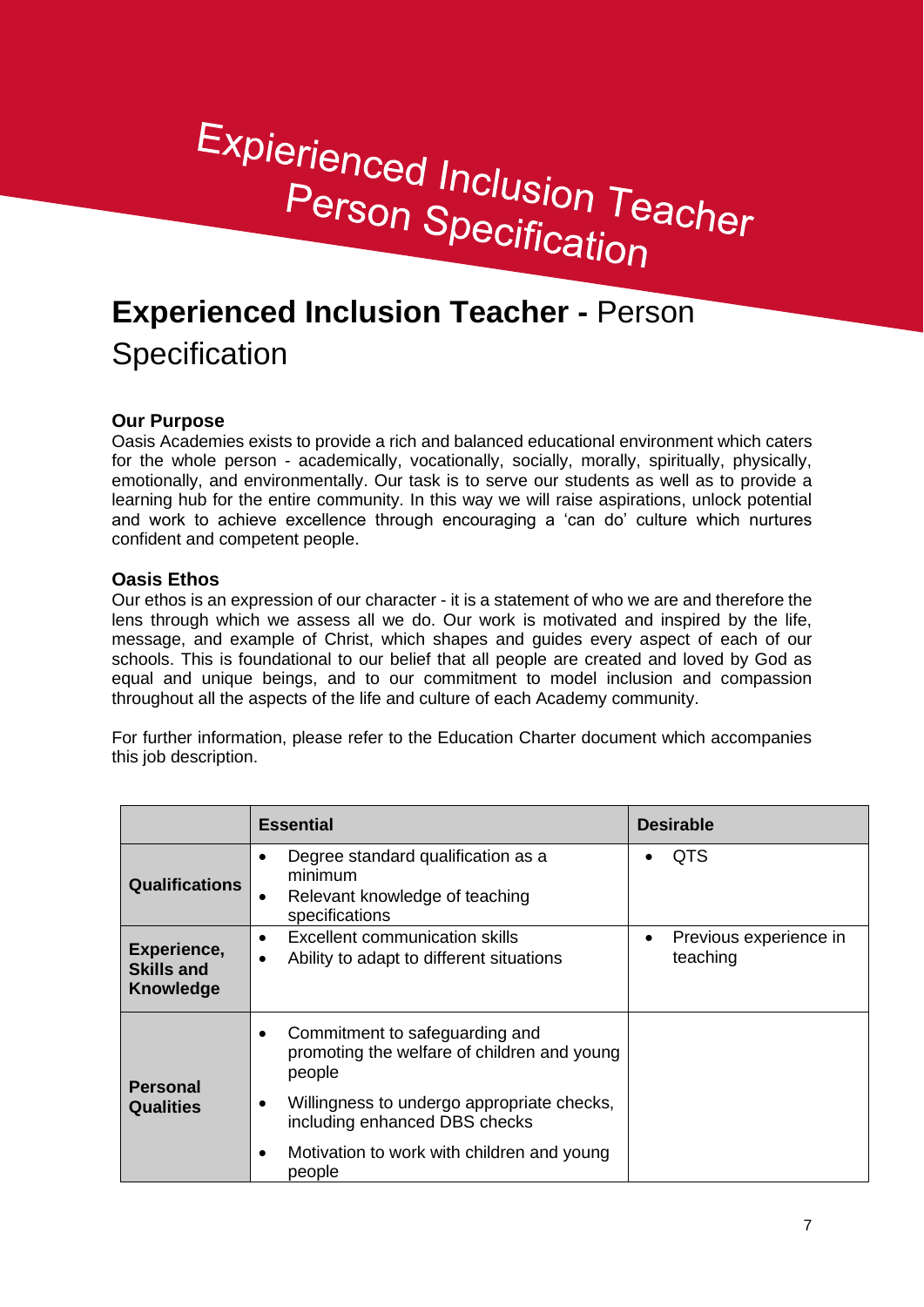# Expierienced Inclusion Teacher Person Specification

## **Experienced Inclusion Teacher -** Person Specification

**Our Purpose**
Oasis Academies exists to provide a rich and balanced educational environment which caters for the whole person - academically, vocationally, socially, morally, spiritually, physically, emotionally, and environmentally. Our task is to serve our students as well as to provide a learning hub for the entire community. In this way we will raise aspirations, unlock potential and work to achieve excellence through encouraging a 'can do' culture which nurtures confident and competent people.

**Oasis Ethos**
Our ethos is an expression of our character - it is a statement of who we are and therefore the lens through which we assess all we do. Our work is motivated and inspired by the life, message, and example of Christ, which shapes and guides every aspect of each of our schools. This is foundational to our belief that all people are created and loved by God as equal and unique beings, and to our commitment to model inclusion and compassion throughout all the aspects of the life and culture of each Academy community.

For further information, please refer to the Education Charter document which accompanies this job description.

| | **Essential** | **Desirable** |
|---|---|---|
| **Qualifications** | • Degree standard qualification as a minimum<br>• Relevant knowledge of teaching specifications | • QTS |
| **Experience, Skills and Knowledge** | • Excellent communication skills<br>• Ability to adapt to different situations | • Previous experience in teaching |
| **Personal Qualities** | • Commitment to safeguarding and promoting the welfare of children and young people<br>• Willingness to undergo appropriate checks, including enhanced DBS checks<br>• Motivation to work with children and young people | |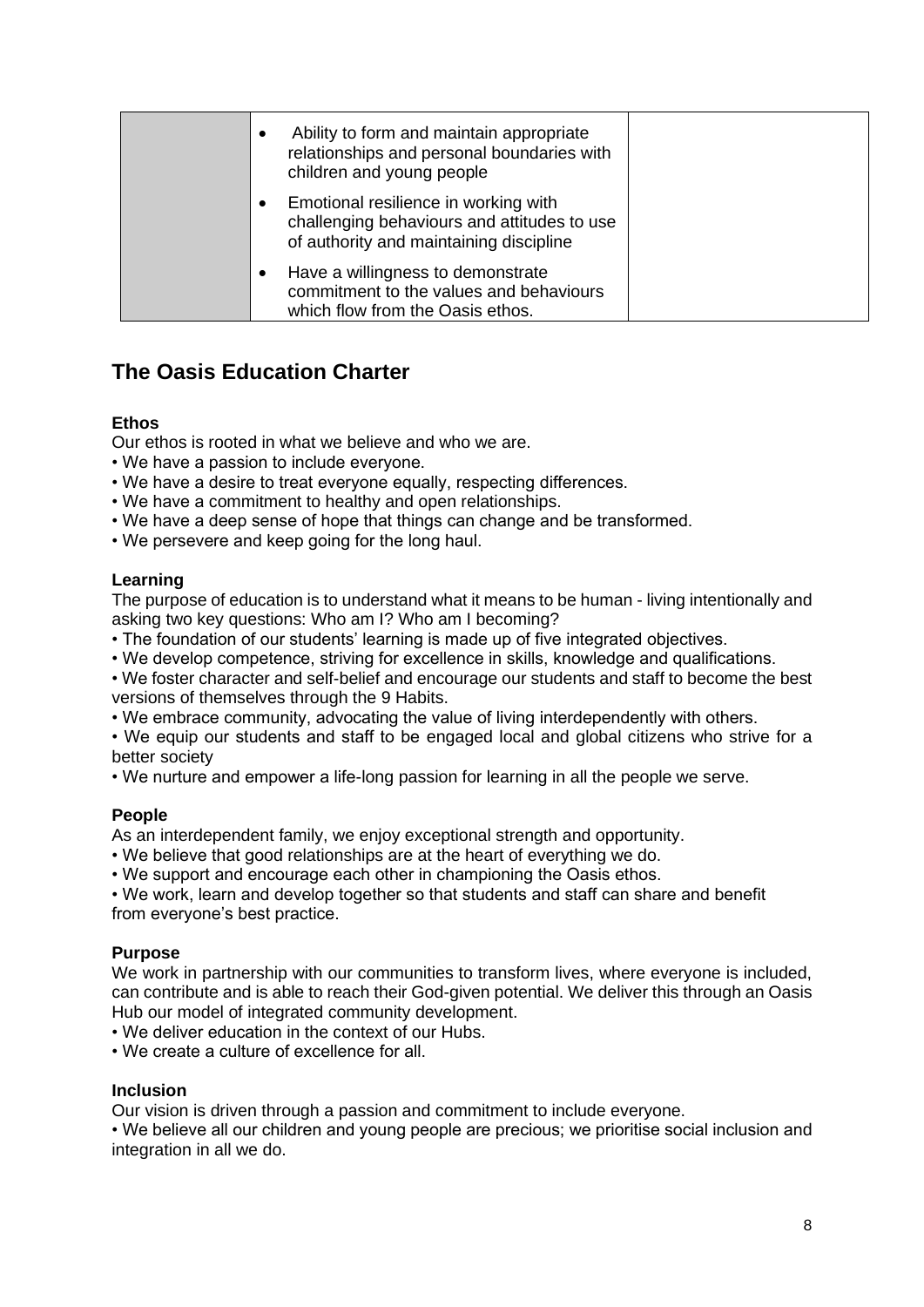| | | |
|---|---|---|
| | • Ability to form and maintain appropriate relationships and personal boundaries with children and young people<br>• Emotional resilience in working with challenging behaviours and attitudes to use of authority and maintaining discipline<br>• Have a willingness to demonstrate commitment to the values and behaviours which flow from the Oasis ethos. | |

## The Oasis Education Charter

**Ethos**

Our ethos is rooted in what we believe and who we are.

- We have a passion to include everyone.
- We have a desire to treat everyone equally, respecting differences.
- We have a commitment to healthy and open relationships.
- We have a deep sense of hope that things can change and be transformed.
- We persevere and keep going for the long haul.

**Learning**

The purpose of education is to understand what it means to be human - living intentionally and asking two key questions: Who am I? Who am I becoming?

- The foundation of our students' learning is made up of five integrated objectives.
- We develop competence, striving for excellence in skills, knowledge and qualifications.
- We foster character and self-belief and encourage our students and staff to become the best versions of themselves through the 9 Habits.
- We embrace community, advocating the value of living interdependently with others.
- We equip our students and staff to be engaged local and global citizens who strive for a better society
- We nurture and empower a life-long passion for learning in all the people we serve.

**People**

As an interdependent family, we enjoy exceptional strength and opportunity.

- We believe that good relationships are at the heart of everything we do.
- We support and encourage each other in championing the Oasis ethos.
- We work, learn and develop together so that students and staff can share and benefit from everyone's best practice.

**Purpose**

We work in partnership with our communities to transform lives, where everyone is included, can contribute and is able to reach their God-given potential. We deliver this through an Oasis Hub our model of integrated community development.

- We deliver education in the context of our Hubs.
- We create a culture of excellence for all.

**Inclusion**

Our vision is driven through a passion and commitment to include everyone.

- We believe all our children and young people are precious; we prioritise social inclusion and integration in all we do.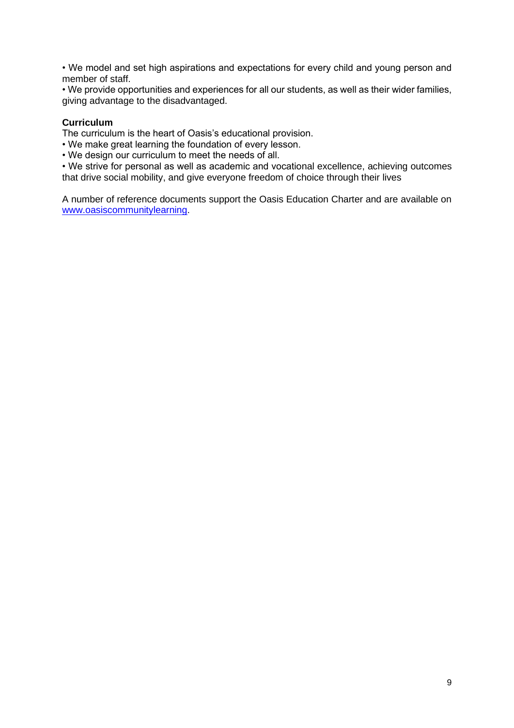- We model and set high aspirations and expectations for every child and young person and member of staff.
- We provide opportunities and experiences for all our students, as well as their wider families, giving advantage to the disadvantaged.

**Curriculum**

The curriculum is the heart of Oasis's educational provision.

- We make great learning the foundation of every lesson.
- We design our curriculum to meet the needs of all.
- We strive for personal as well as academic and vocational excellence, achieving outcomes that drive social mobility, and give everyone freedom of choice through their lives

A number of reference documents support the Oasis Education Charter and are available on [www.oasiscommunitylearning](www.oasiscommunitylearning).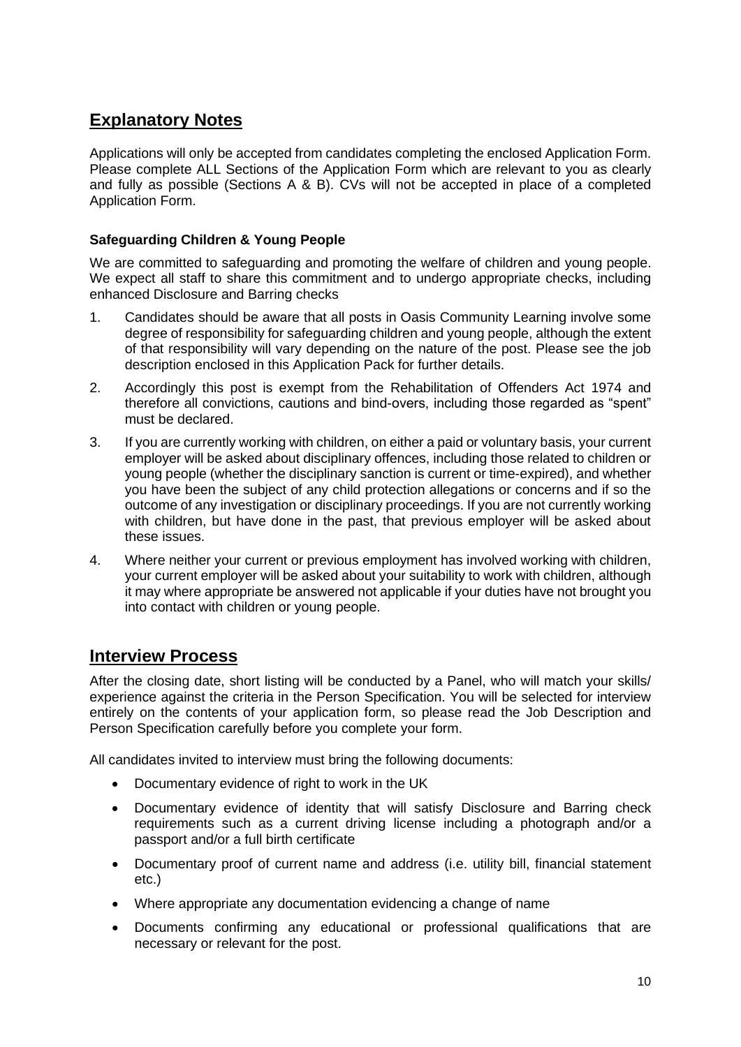## Explanatory Notes

Applications will only be accepted from candidates completing the enclosed Application Form. Please complete ALL Sections of the Application Form which are relevant to you as clearly and fully as possible (Sections A & B). CVs will not be accepted in place of a completed Application Form.

### Safeguarding Children & Young People

We are committed to safeguarding and promoting the welfare of children and young people. We expect all staff to share this commitment and to undergo appropriate checks, including enhanced Disclosure and Barring checks

1. Candidates should be aware that all posts in Oasis Community Learning involve some degree of responsibility for safeguarding children and young people, although the extent of that responsibility will vary depending on the nature of the post. Please see the job description enclosed in this Application Pack for further details.
2. Accordingly this post is exempt from the Rehabilitation of Offenders Act 1974 and therefore all convictions, cautions and bind-overs, including those regarded as "spent" must be declared.
3. If you are currently working with children, on either a paid or voluntary basis, your current employer will be asked about disciplinary offences, including those related to children or young people (whether the disciplinary sanction is current or time-expired), and whether you have been the subject of any child protection allegations or concerns and if so the outcome of any investigation or disciplinary proceedings. If you are not currently working with children, but have done in the past, that previous employer will be asked about these issues.
4. Where neither your current or previous employment has involved working with children, your current employer will be asked about your suitability to work with children, although it may where appropriate be answered not applicable if your duties have not brought you into contact with children or young people.

## Interview Process

After the closing date, short listing will be conducted by a Panel, who will match your skills/ experience against the criteria in the Person Specification. You will be selected for interview entirely on the contents of your application form, so please read the Job Description and Person Specification carefully before you complete your form.

All candidates invited to interview must bring the following documents:

- Documentary evidence of right to work in the UK
- Documentary evidence of identity that will satisfy Disclosure and Barring check requirements such as a current driving license including a photograph and/or a passport and/or a full birth certificate
- Documentary proof of current name and address (i.e. utility bill, financial statement etc.)
- Where appropriate any documentation evidencing a change of name
- Documents confirming any educational or professional qualifications that are necessary or relevant for the post.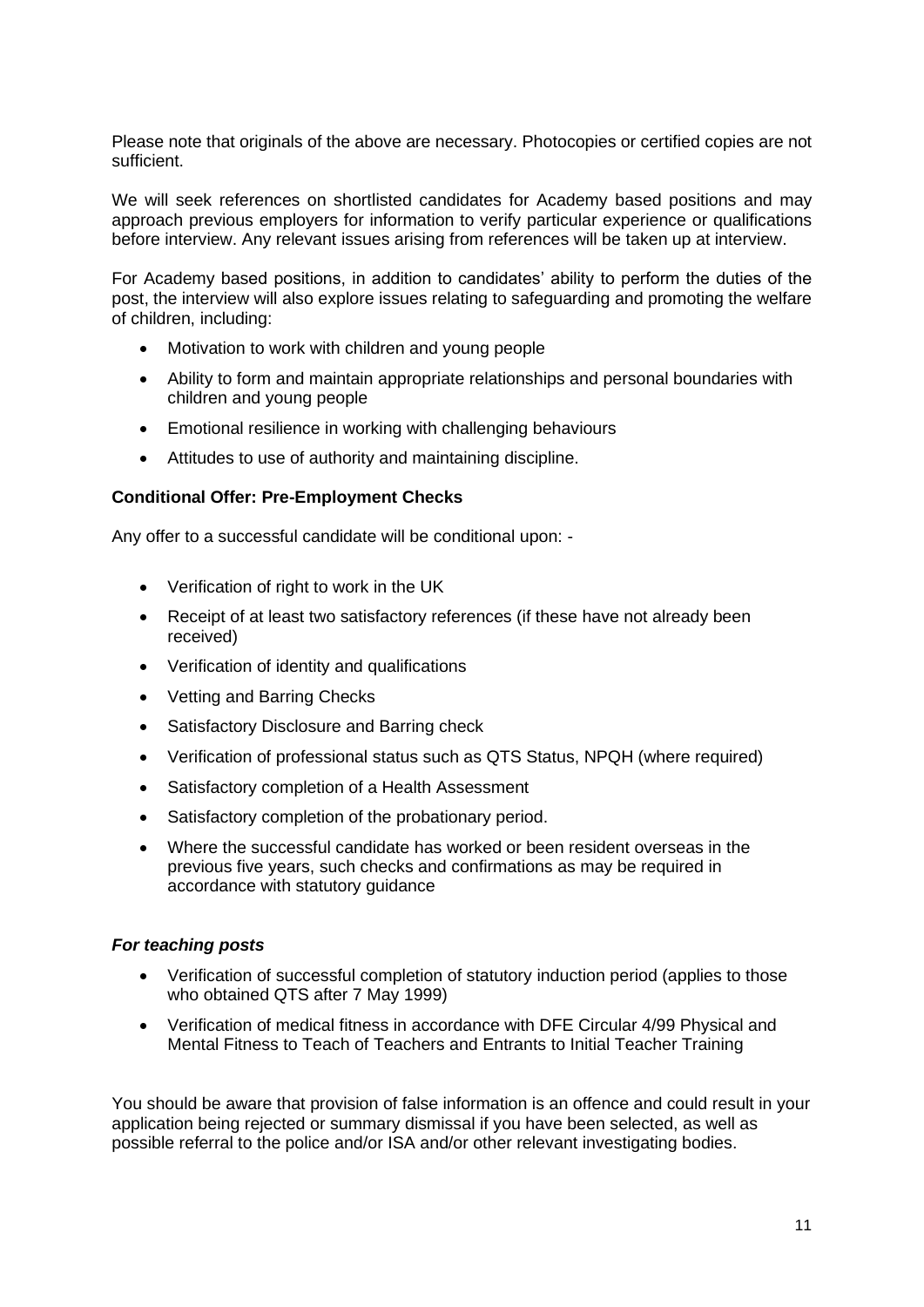Please note that originals of the above are necessary. Photocopies or certified copies are not sufficient.

We will seek references on shortlisted candidates for Academy based positions and may approach previous employers for information to verify particular experience or qualifications before interview. Any relevant issues arising from references will be taken up at interview.

For Academy based positions, in addition to candidates' ability to perform the duties of the post, the interview will also explore issues relating to safeguarding and promoting the welfare of children, including:

- Motivation to work with children and young people
- Ability to form and maintain appropriate relationships and personal boundaries with children and young people
- Emotional resilience in working with challenging behaviours
- Attitudes to use of authority and maintaining discipline.

**Conditional Offer: Pre-Employment Checks**

Any offer to a successful candidate will be conditional upon: -

- Verification of right to work in the UK
- Receipt of at least two satisfactory references (if these have not already been received)
- Verification of identity and qualifications
- Vetting and Barring Checks
- Satisfactory Disclosure and Barring check
- Verification of professional status such as QTS Status, NPQH (where required)
- Satisfactory completion of a Health Assessment
- Satisfactory completion of the probationary period.
- Where the successful candidate has worked or been resident overseas in the previous five years, such checks and confirmations as may be required in accordance with statutory guidance

***For teaching posts***

- Verification of successful completion of statutory induction period (applies to those who obtained QTS after 7 May 1999)
- Verification of medical fitness in accordance with DFE Circular 4/99 Physical and Mental Fitness to Teach of Teachers and Entrants to Initial Teacher Training

You should be aware that provision of false information is an offence and could result in your application being rejected or summary dismissal if you have been selected, as well as possible referral to the police and/or ISA and/or other relevant investigating bodies.